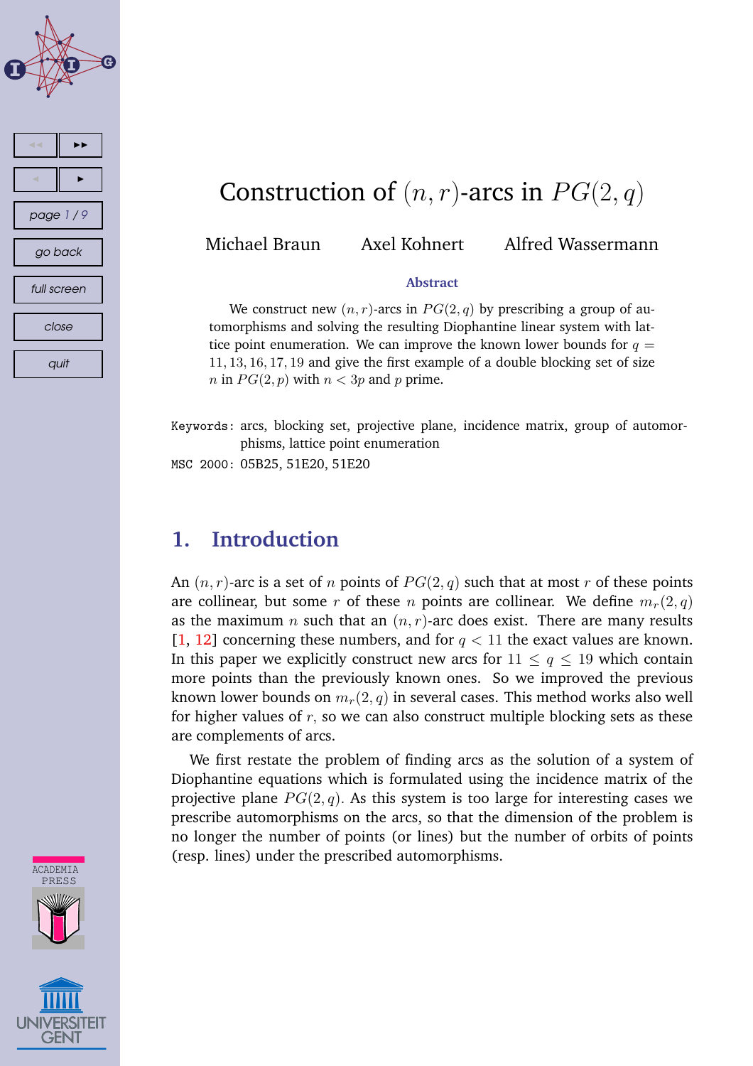# Construction of $(n, r)$-arcs in $PG(2, q)$

Michael Braun Axel Kohnert Alfred Wassermann

**Abstract**

We construct new $(n, r)$-arcs in $PG(2, q)$ by prescribing a group of automorphisms and solving the resulting Diophantine linear system with lattice point enumeration. We can improve the known lower bounds for $q = 11, 13, 16, 17, 19$ and give the first example of a double blocking set of size $n$ in $PG(2, p)$ with $n < 3p$ and $p$ prime.

Keywords: arcs, blocking set, projective plane, incidence matrix, group of automorphisms, lattice point enumeration

MSC 2000: 05B25, 51E20, 51E20

## 1. Introduction

An $(n, r)$-arc is a set of $n$ points of $PG(2, q)$ such that at most $r$ of these points are collinear, but some $r$ of these $n$ points are collinear. We define $m_r(2, q)$ as the maximum $n$ such that an $(n, r)$-arc does exist. There are many results [1, 12] concerning these numbers, and for $q < 11$ the exact values are known. In this paper we explicitly construct new arcs for $11 \leq q \leq 19$ which contain more points than the previously known ones. So we improved the previous known lower bounds on $m_r(2, q)$ in several cases. This method works also well for higher values of $r$, so we can also construct multiple blocking sets as these are complements of arcs.

We first restate the problem of finding arcs as the solution of a system of Diophantine equations which is formulated using the incidence matrix of the projective plane $PG(2, q)$. As this system is too large for interesting cases we prescribe automorphisms on the arcs, so that the dimension of the problem is no longer the number of points (or lines) but the number of orbits of points (resp. lines) under the prescribed automorphisms.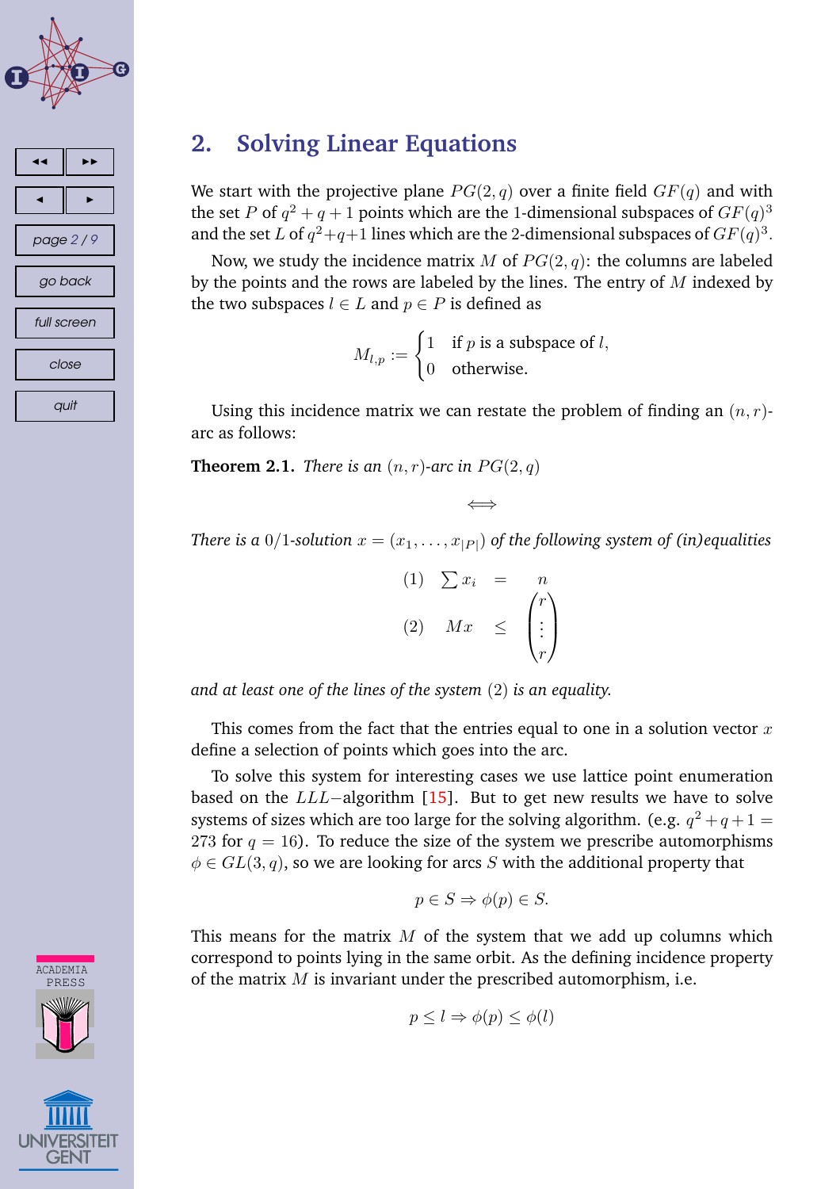## 2. Solving Linear Equations

We start with the projective plane $PG(2,q)$ over a finite field $GF(q)$ and with the set $P$ of $q^2+q+1$ points which are the 1-dimensional subspaces of $GF(q)^3$ and the set $L$ of $q^2+q+1$ lines which are the 2-dimensional subspaces of $GF(q)^3$.

Now, we study the incidence matrix $M$ of $PG(2,q)$: the columns are labeled by the points and the rows are labeled by the lines. The entry of $M$ indexed by the two subspaces $l \in L$ and $p \in P$ is defined as

$$M_{l,p} := \begin{cases} 1 & \text{if } p \text{ is a subspace of } l, \\ 0 & \text{otherwise.} \end{cases}$$

Using this incidence matrix we can restate the problem of finding an $(n,r)$-arc as follows:

**Theorem 2.1.** *There is an $(n,r)$-arc in $PG(2,q)$*

$$\Longleftrightarrow$$

*There is a 0/1-solution $x = (x_1, \ldots, x_{|P|})$ of the following system of (in)equalities*

$$\begin{array}{llcl} (1) & \sum x_i & = & n \\ (2) & Mx & \leq & \begin{pmatrix} r \\ \vdots \\ r \end{pmatrix} \end{array}$$

*and at least one of the lines of the system (2) is an equality.*

This comes from the fact that the entries equal to one in a solution vector $x$ define a selection of points which goes into the arc.

To solve this system for interesting cases we use lattice point enumeration based on the $LLL-$algorithm [15]. But to get new results we have to solve systems of sizes which are too large for the solving algorithm. (e.g. $q^2+q+1 = 273$ for $q = 16$). To reduce the size of the system we prescribe automorphisms $\phi \in GL(3,q)$, so we are looking for arcs $S$ with the additional property that

$$p \in S \Rightarrow \phi(p) \in S.$$

This means for the matrix $M$ of the system that we add up columns which correspond to points lying in the same orbit. As the defining incidence property of the matrix $M$ is invariant under the prescribed automorphism, i.e.

$$p \leq l \Rightarrow \phi(p) \leq \phi(l)$$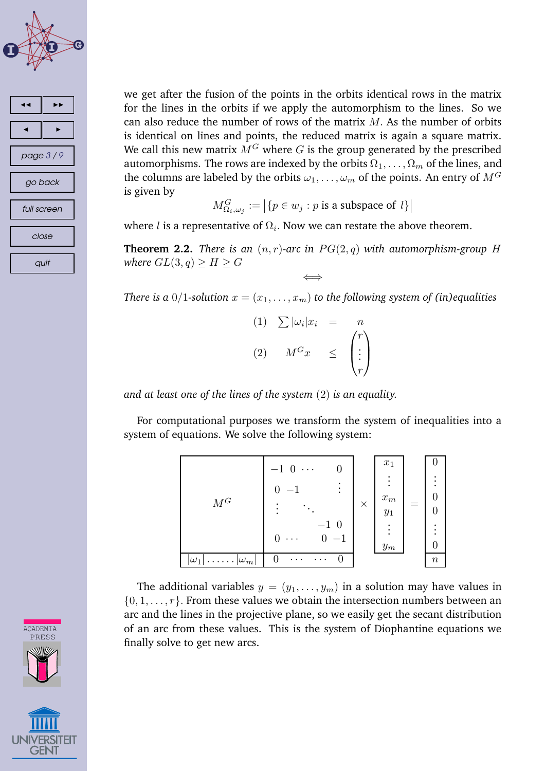we get after the fusion of the points in the orbits identical rows in the matrix for the lines in the orbits if we apply the automorphism to the lines. So we can also reduce the number of rows of the matrix $M$. As the number of orbits is identical on lines and points, the reduced matrix is again a square matrix. We call this new matrix $M^G$ where $G$ is the group generated by the prescribed automorphisms. The rows are indexed by the orbits $\Omega_1, \ldots, \Omega_m$ of the lines, and the columns are labeled by the orbits $\omega_1, \ldots, \omega_m$ of the points. An entry of $M^G$ is given by

$$M^G_{\Omega_i, \omega_j} := \left|\{p \in w_j : p \text{ is a subspace of } l\}\right|$$

where $l$ is a representative of $\Omega_i$. Now we can restate the above theorem.

**Theorem 2.2.** *There is an $(n, r)$-arc in $PG(2, q)$ with automorphism-group $H$ where $GL(3, q) \geq H \geq G$*

$$\Longleftrightarrow$$

*There is a $0/1$-solution $x = (x_1, \ldots, x_m)$ to the following system of (in)equalities*

$$\begin{array}{lrcl} (1) & \sum |\omega_i| x_i & = & n \\ (2) & M^G x & \leq & \begin{pmatrix} r \\ \vdots \\ r \end{pmatrix} \end{array}$$

*and at least one of the lines of the system $(2)$ is an equality.*

For computational purposes we transform the system of inequalities into a system of equations. We solve the following system:

$$\left(\begin{array}{c|cccc} & -1 & 0 & \cdots & 0 \\ & 0 & -1 & & \vdots \\ M^G & \vdots & & \ddots & \\ & & & -1 & 0 \\ & 0 & \cdots & 0 & -1 \\ \hline |\omega_1| \ldots\ldots |\omega_m| & 0 & \cdots & \cdots & 0 \end{array}\right) \times \begin{pmatrix} x_1 \\ \vdots \\ x_m \\ y_1 \\ \vdots \\ y_m \end{pmatrix} = \begin{pmatrix} 0 \\ \vdots \\ 0 \\ 0 \\ \vdots \\ 0 \\ n \end{pmatrix}$$

The additional variables $y = (y_1, \ldots, y_m)$ in a solution may have values in $\{0, 1, \ldots, r\}$. From these values we obtain the intersection numbers between an arc and the lines in the projective plane, so we easily get the secant distribution of an arc from these values. This is the system of Diophantine equations we finally solve to get new arcs.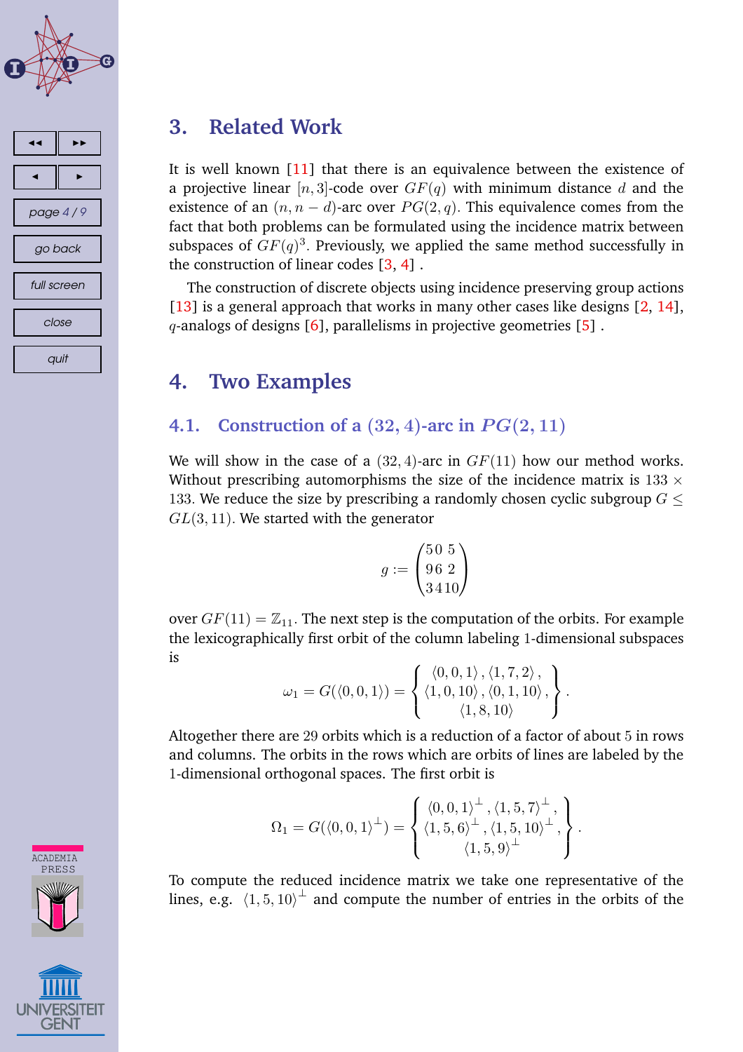## 3. Related Work

It is well known [11] that there is an equivalence between the existence of a projective linear $[n, 3]$-code over $GF(q)$ with minimum distance $d$ and the existence of an $(n, n-d)$-arc over $PG(2, q)$. This equivalence comes from the fact that both problems can be formulated using the incidence matrix between subspaces of $GF(q)^3$. Previously, we applied the same method successfully in the construction of linear codes [3, 4] .

The construction of discrete objects using incidence preserving group actions [13] is a general approach that works in many other cases like designs [2, 14], $q$-analogs of designs [6], parallelisms in projective geometries [5] .

## 4. Two Examples

### 4.1. Construction of a $(32, 4)$-arc in $PG(2, 11)$

We will show in the case of a $(32, 4)$-arc in $GF(11)$ how our method works. Without prescribing automorphisms the size of the incidence matrix is $133 \times 133$. We reduce the size by prescribing a randomly chosen cyclic subgroup $G \leq GL(3, 11)$. We started with the generator

$$g := \begin{pmatrix} 5 & 0 & 5 \\ 9 & 6 & 2 \\ 3 & 4 & 10 \end{pmatrix}$$

over $GF(11) = \mathbb{Z}_{11}$. The next step is the computation of the orbits. For example the lexicographically first orbit of the column labeling 1-dimensional subspaces is

$$\omega_1 = G(\langle 0, 0, 1 \rangle) = \left\{ \begin{array}{c} \langle 0, 0, 1 \rangle, \langle 1, 7, 2 \rangle, \\ \langle 1, 0, 10 \rangle, \langle 0, 1, 10 \rangle, \\ \langle 1, 8, 10 \rangle \end{array} \right\}.$$

Altogether there are 29 orbits which is a reduction of a factor of about 5 in rows and columns. The orbits in the rows which are orbits of lines are labeled by the 1-dimensional orthogonal spaces. The first orbit is

$$\Omega_1 = G(\langle 0, 0, 1 \rangle^\perp) = \left\{ \begin{array}{c} \langle 0, 0, 1 \rangle^\perp, \langle 1, 5, 7 \rangle^\perp, \\ \langle 1, 5, 6 \rangle^\perp, \langle 1, 5, 10 \rangle^\perp, \\ \langle 1, 5, 9 \rangle^\perp \end{array} \right\}.$$

To compute the reduced incidence matrix we take one representative of the lines, e.g. $\langle 1, 5, 10 \rangle^\perp$ and compute the number of entries in the orbits of the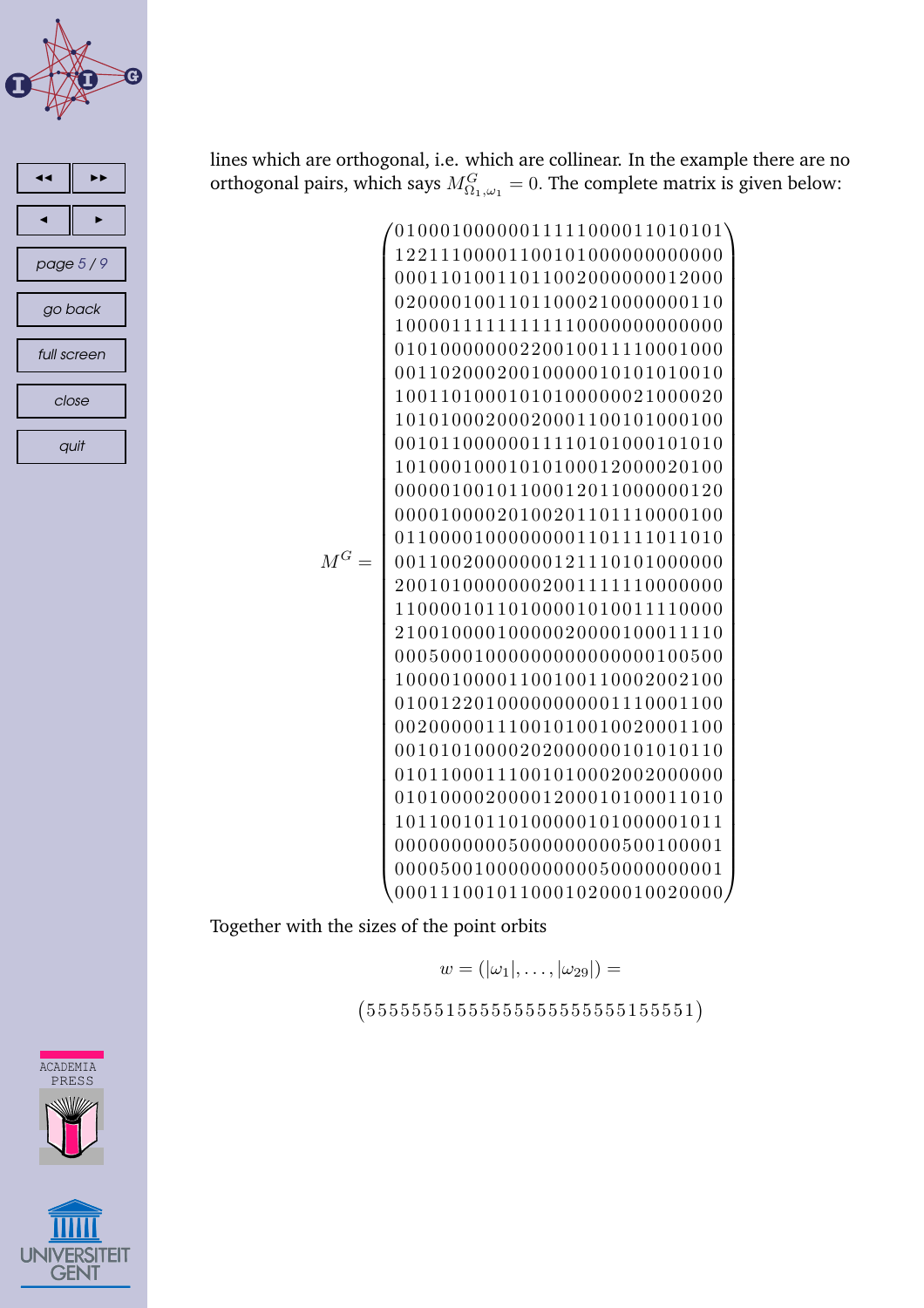lines which are orthogonal, i.e. which are collinear. In the example there are no orthogonal pairs, which says $M^G_{\Omega_1,\omega_1} = 0$. The complete matrix is given below:

$$M^G = \begin{pmatrix}
01000100000011111000011010101\\
12211100001100101000000000000\\
00011010011011002000000012000\\
02000010011011000210000000110\\
10000111111111110000000000000\\
01010000000220010011110001000\\
00110200020010000010101010010\\
10011010001010100000021000020\\
10101000200020001100101000100\\
00101100000011110101000101010\\
10100010001010100012000020100\\
00000100101100012011000000120\\
00001000020100201101110000100\\
01100001000000001101111011010\\
00110020000000121110101000000\\
20010100000002001111110000000\\
11000010110100001010011110000\\
21001000010000020000100011110\\
00050001000000000000000100500\\
10000100001100100110002002100\\
01001220100000000001110001100\\
00200000111001010010020001100\\
00101010000202000000101010110\\
01011000111001010002002000000\\
01010000200001200010100011010\\
10110010110100000101000001011\\
00000000005000000000500100001\\
00005001000000000005000000001\\
00011100101100010200010020000
\end{pmatrix}$$

Together with the sizes of the point orbits

$$w = (|\omega_1|, \ldots, |\omega_{29}|) =$$

$$(55555551555555555555555155551)$$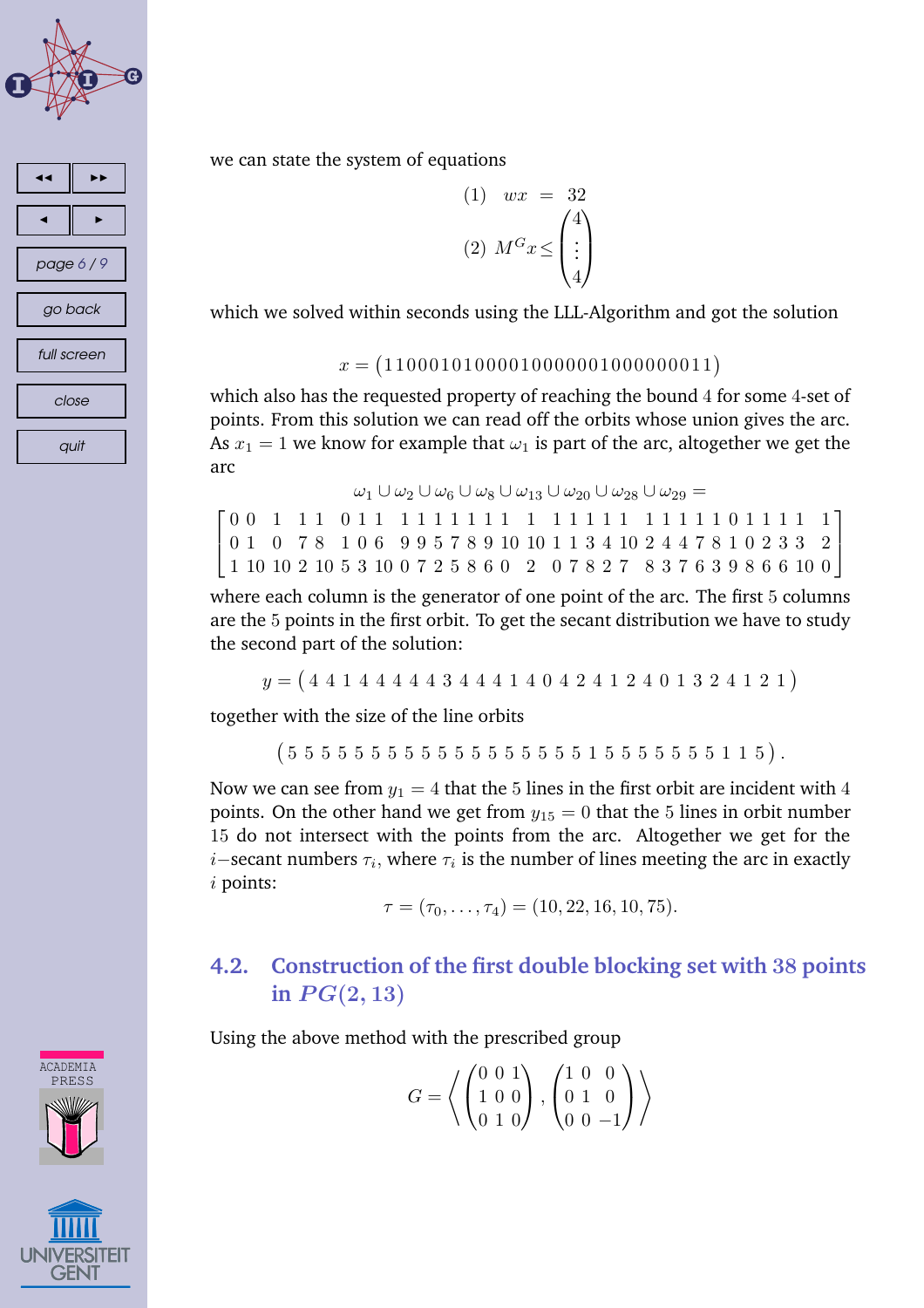we can state the system of equations

$$(1) \quad wx \;=\; 32$$

$$(2) \;\; M^G x \leq \begin{pmatrix} 4 \\ \vdots \\ 4 \end{pmatrix}$$

which we solved within seconds using the LLL-Algorithm and got the solution

$$x = (11000101000010000001000000011)$$

which also has the requested property of reaching the bound $4$ for some $4$-set of points. From this solution we can read off the orbits whose union gives the arc. As $x_1 = 1$ we know for example that $\omega_1$ is part of the arc, altogether we get the arc

$$\omega_1 \cup \omega_2 \cup \omega_6 \cup \omega_8 \cup \omega_{13} \cup \omega_{20} \cup \omega_{28} \cup \omega_{29} =$$

$$\begin{bmatrix} 0 & 0 & 1 & 1 & 1 & 0 & 1 & 1 & 1 & 1 & 1 & 1 & 1 & 1 & 1 & 1 & 1 & 1 & 1 & 1 & 1 & 1 & 1 & 1 & 1 & 0 & 1 & 1 & 1 & 1 & 1 \\ 0 & 1 & 0 & 7 & 8 & 1 & 0 & 6 & 9 & 9 & 5 & 7 & 8 & 9 & 10 & 10 & 1 & 1 & 3 & 4 & 10 & 2 & 4 & 4 & 7 & 8 & 1 & 0 & 2 & 3 & 3 & 2 \\ 1 & 10 & 10 & 2 & 10 & 5 & 3 & 10 & 0 & 7 & 2 & 5 & 8 & 6 & 0 & 2 & 0 & 7 & 8 & 2 & 7 & 8 & 3 & 7 & 6 & 3 & 9 & 8 & 6 & 6 & 10 & 0 \end{bmatrix}$$

where each column is the generator of one point of the arc. The first $5$ columns are the $5$ points in the first orbit. To get the secant distribution we have to study the second part of the solution:

$$y = (4\ 4\ 1\ 4\ 4\ 4\ 4\ 4\ 3\ 4\ 4\ 4\ 1\ 4\ 0\ 4\ 2\ 4\ 1\ 2\ 4\ 0\ 1\ 3\ 2\ 4\ 1\ 2\ 1)$$

together with the size of the line orbits

$$(5\ 5\ 5\ 5\ 5\ 5\ 5\ 5\ 5\ 5\ 5\ 5\ 5\ 5\ 5\ 5\ 5\ 5\ 1\ 5\ 5\ 5\ 5\ 5\ 5\ 5\ 1\ 1\ 5).$$

Now we can see from $y_1 = 4$ that the $5$ lines in the first orbit are incident with $4$ points. On the other hand we get from $y_{15} = 0$ that the $5$ lines in orbit number $15$ do not intersect with the points from the arc. Altogether we get for the $i-$secant numbers $\tau_i$, where $\tau_i$ is the number of lines meeting the arc in exactly $i$ points:

$$\tau = (\tau_0, \ldots, \tau_4) = (10, 22, 16, 10, 75).$$

## 4.2. Construction of the first double blocking set with 38 points in $PG(2, 13)$

Using the above method with the prescribed group

$$G = \left\langle \begin{pmatrix} 0 & 0 & 1 \\ 1 & 0 & 0 \\ 0 & 1 & 0 \end{pmatrix}, \begin{pmatrix} 1 & 0 & 0 \\ 0 & 1 & 0 \\ 0 & 0 & -1 \end{pmatrix} \right\rangle$$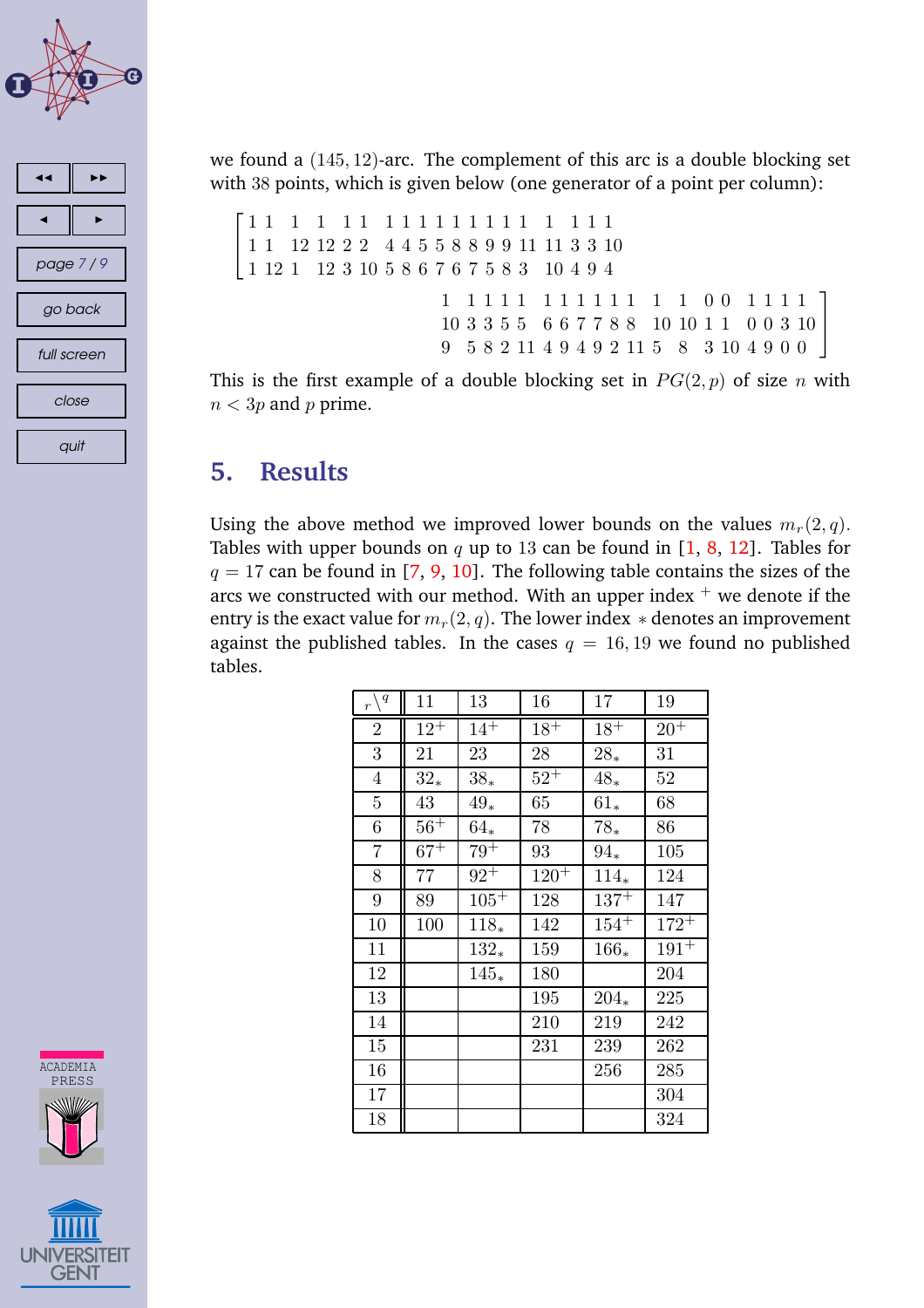we found a $(145, 12)$-arc. The complement of this arc is a double blocking set with 38 points, which is given below (one generator of a point per column):

$$
\left[\begin{array}{cccccccccccccccccccccccccccccccccccccc}
1 & 1 & 1 & 1 & 1 & 1 & 1 & 1 & 1 & 1 & 1 & 1 & 1 & 1 & 1 & 1 & 1 & 1 & 1 & 1 & 1 & 1 & 1 & 1 & 1 & 1 & 1 & 1 & 1 & 1 & 1 & 1 & 0 & 0 & 1 & 1 & 1 & 1 \\
1 & 1 & 12 & 12 & 2 & 2 & 4 & 4 & 5 & 5 & 8 & 8 & 9 & 9 & 11 & 11 & 3 & 3 & 10 & 10 & 3 & 3 & 5 & 5 & 6 & 6 & 7 & 7 & 8 & 8 & 10 & 10 & 1 & 1 & 0 & 0 & 3 & 10 \\
1 & 12 & 1 & 12 & 3 & 10 & 5 & 8 & 6 & 7 & 6 & 7 & 5 & 8 & 3 & 10 & 4 & 9 & 4 & 9 & 5 & 8 & 2 & 11 & 4 & 9 & 4 & 9 & 2 & 11 & 5 & 8 & 3 & 10 & 4 & 9 & 0 & 0
\end{array}\right]
$$

This is the first example of a double blocking set in $PG(2, p)$ of size $n$ with $n < 3p$ and $p$ prime.

## 5. Results

Using the above method we improved lower bounds on the values $m_r(2, q)$. Tables with upper bounds on $q$ up to 13 can be found in [1, 8, 12]. Tables for $q = 17$ can be found in [7, 9, 10]. The following table contains the sizes of the arcs we constructed with our method. With an upper index $^+$ we denote if the entry is the exact value for $m_r(2, q)$. The lower index $*$ denotes an improvement against the published tables. In the cases $q = 16, 19$ we found no published tables.

| $r \backslash q$ | 11 | 13 | 16 | 17 | 19 |
|---|---|---|---|---|---|
| 2 | $12^+$ | $14^+$ | $18^+$ | $18^+$ | $20^+$ |
| 3 | 21 | 23 | 28 | $28_*$ | 31 |
| 4 | $32_*$ | $38_*$ | $52^+$ | $48_*$ | 52 |
| 5 | 43 | $49_*$ | 65 | $61_*$ | 68 |
| 6 | $56^+$ | $64_*$ | 78 | $78_*$ | 86 |
| 7 | $67^+$ | $79^+$ | 93 | $94_*$ | 105 |
| 8 | 77 | $92^+$ | $120^+$ | $114_*$ | 124 |
| 9 | 89 | $105^+$ | 128 | $137^+$ | 147 |
| 10 | 100 | $118_*$ | 142 | $154^+$ | $172^+$ |
| 11 | | $132_*$ | 159 | $166_*$ | $191^+$ |
| 12 | | $145_*$ | 180 | | 204 |
| 13 | | | 195 | $204_*$ | 225 |
| 14 | | | 210 | 219 | 242 |
| 15 | | | 231 | 239 | 262 |
| 16 | | | | 256 | 285 |
| 17 | | | | | 304 |
| 18 | | | | | 324 |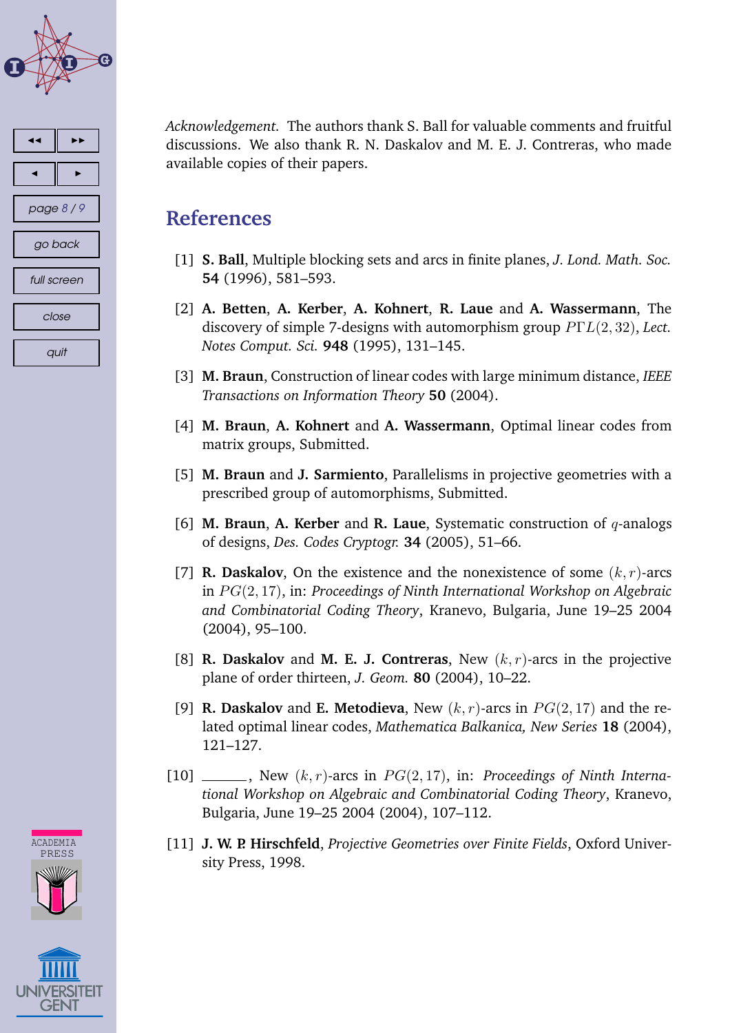*Acknowledgement.* The authors thank S. Ball for valuable comments and fruitful discussions. We also thank R. N. Daskalov and M. E. J. Contreras, who made available copies of their papers.

## References

[1] **S. Ball**, Multiple blocking sets and arcs in finite planes, *J. Lond. Math. Soc.* **54** (1996), 581–593.

[2] **A. Betten**, **A. Kerber**, **A. Kohnert**, **R. Laue** and **A. Wassermann**, The discovery of simple 7-designs with automorphism group $P\Gamma L(2, 32)$, *Lect. Notes Comput. Sci.* **948** (1995), 131–145.

[3] **M. Braun**, Construction of linear codes with large minimum distance, *IEEE Transactions on Information Theory* **50** (2004).

[4] **M. Braun**, **A. Kohnert** and **A. Wassermann**, Optimal linear codes from matrix groups, Submitted.

[5] **M. Braun** and **J. Sarmiento**, Parallelisms in projective geometries with a prescribed group of automorphisms, Submitted.

[6] **M. Braun**, **A. Kerber** and **R. Laue**, Systematic construction of $q$-analogs of designs, *Des. Codes Cryptogr.* **34** (2005), 51–66.

[7] **R. Daskalov**, On the existence and the nonexistence of some $(k, r)$-arcs in $PG(2, 17)$, in: *Proceedings of Ninth International Workshop on Algebraic and Combinatorial Coding Theory*, Kranevo, Bulgaria, June 19–25 2004 (2004), 95–100.

[8] **R. Daskalov** and **M. E. J. Contreras**, New $(k, r)$-arcs in the projective plane of order thirteen, *J. Geom.* **80** (2004), 10–22.

[9] **R. Daskalov** and **E. Metodieva**, New $(k, r)$-arcs in $PG(2, 17)$ and the related optimal linear codes, *Mathematica Balkanica, New Series* **18** (2004), 121–127.

[10] ______, New $(k, r)$-arcs in $PG(2, 17)$, in: *Proceedings of Ninth International Workshop on Algebraic and Combinatorial Coding Theory*, Kranevo, Bulgaria, June 19–25 2004 (2004), 107–112.

[11] **J. W. P. Hirschfeld**, *Projective Geometries over Finite Fields*, Oxford University Press, 1998.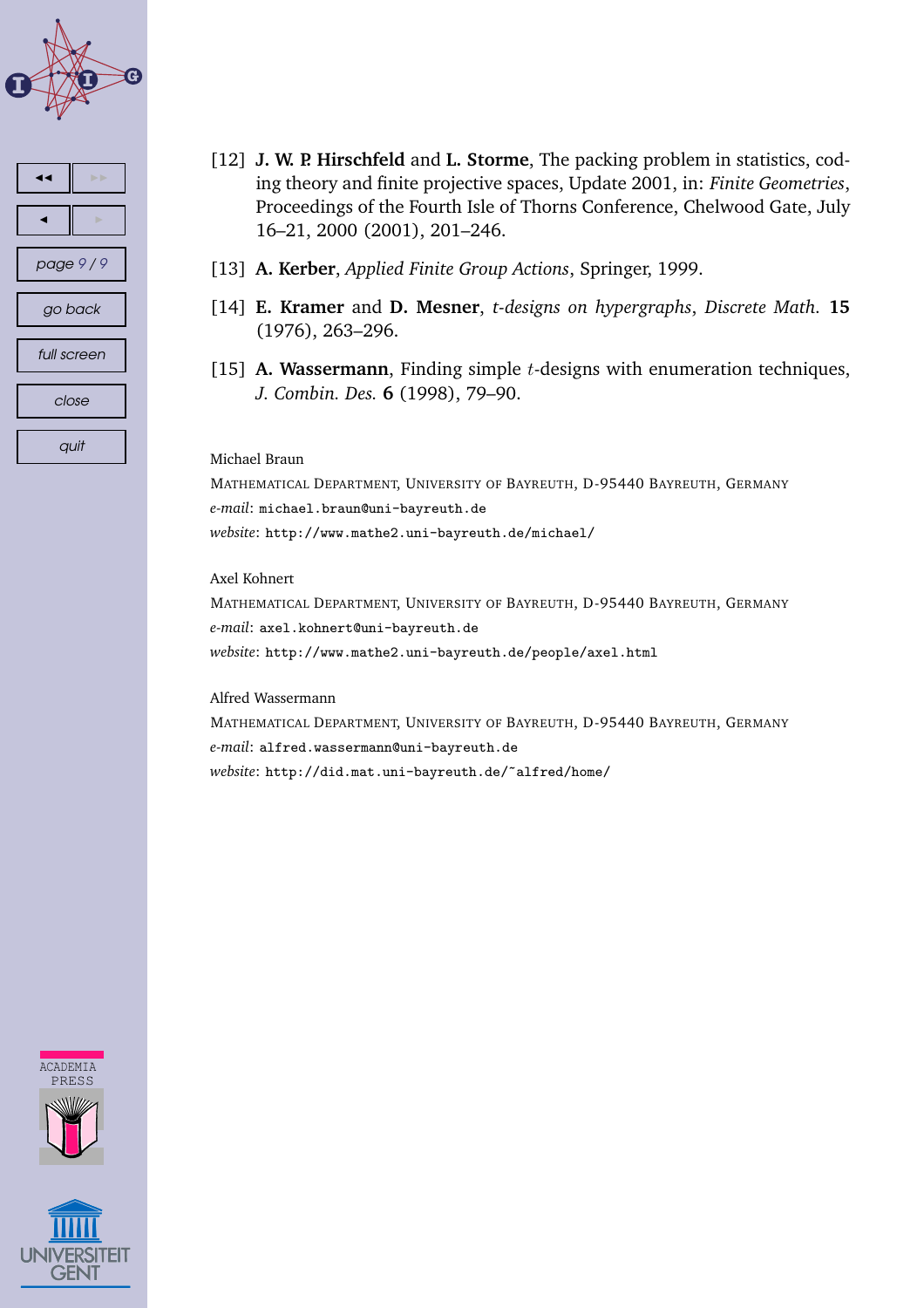[12] **J. W. P. Hirschfeld** and **L. Storme**, The packing problem in statistics, coding theory and finite projective spaces, Update 2001, in: *Finite Geometries*, Proceedings of the Fourth Isle of Thorns Conference, Chelwood Gate, July 16–21, 2000 (2001), 201–246.

[13] **A. Kerber**, *Applied Finite Group Actions*, Springer, 1999.

[14] **E. Kramer** and **D. Mesner**, *t-designs on hypergraphs*, *Discrete Math.* **15** (1976), 263–296.

[15] **A. Wassermann**, Finding simple $t$-designs with enumeration techniques, *J. Combin. Des.* **6** (1998), 79–90.

Michael Braun
MATHEMATICAL DEPARTMENT, UNIVERSITY OF BAYREUTH, D-95440 BAYREUTH, GERMANY
*e-mail*: `michael.braun@uni-bayreuth.de`
*website*: `http://www.mathe2.uni-bayreuth.de/michael/`

Axel Kohnert
MATHEMATICAL DEPARTMENT, UNIVERSITY OF BAYREUTH, D-95440 BAYREUTH, GERMANY
*e-mail*: `axel.kohnert@uni-bayreuth.de`
*website*: `http://www.mathe2.uni-bayreuth.de/people/axel.html`

Alfred Wassermann
MATHEMATICAL DEPARTMENT, UNIVERSITY OF BAYREUTH, D-95440 BAYREUTH, GERMANY
*e-mail*: `alfred.wassermann@uni-bayreuth.de`
*website*: `http://did.mat.uni-bayreuth.de/~alfred/home/`